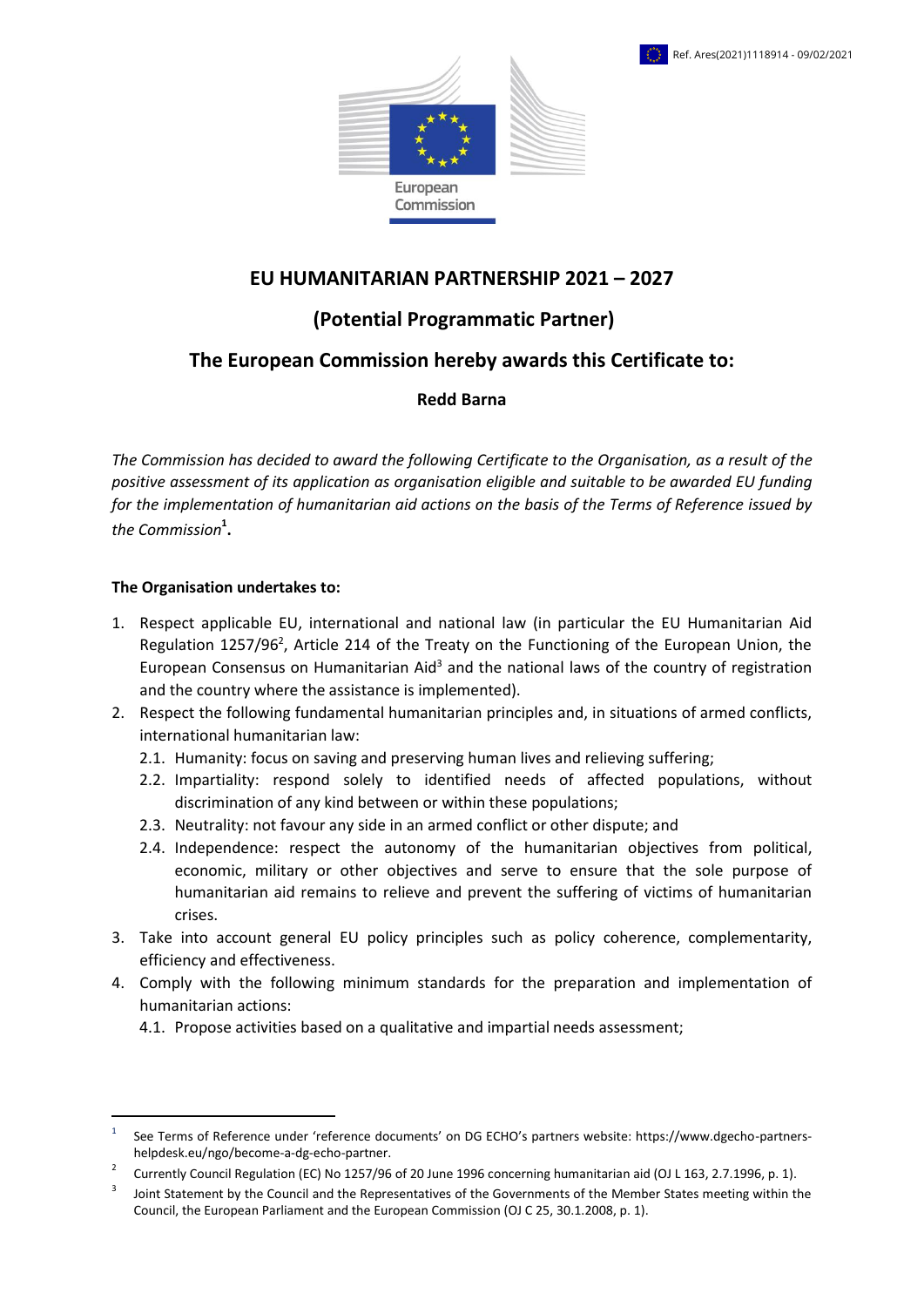Ref. Ares(2021)1118914 - 09/02/2021

European Commission

# EU HUMANITARIAN PARTNERSHIP 2021 – 2027

## (Potential Programmatic Partner)

## The European Commission hereby awards this Certificate to:

**Redd Barna**

*The Commission has decided to award the following Certificate to the Organisation, as a result of the positive assessment of its application as organisation eligible and suitable to be awarded EU funding for the implementation of humanitarian aid actions on the basis of the Terms of Reference issued by the Commission*[1]**.**

**The Organisation undertakes to:**

1. Respect applicable EU, international and national law (in particular the EU Humanitarian Aid Regulation 1257/96[2], Article 214 of the Treaty on the Functioning of the European Union, the European Consensus on Humanitarian Aid[3] and the national laws of the country of registration and the country where the assistance is implemented).
2. Respect the following fundamental humanitarian principles and, in situations of armed conflicts, international humanitarian law:
   - 2.1. Humanity: focus on saving and preserving human lives and relieving suffering;
   - 2.2. Impartiality: respond solely to identified needs of affected populations, without discrimination of any kind between or within these populations;
   - 2.3. Neutrality: not favour any side in an armed conflict or other dispute; and
   - 2.4. Independence: respect the autonomy of the humanitarian objectives from political, economic, military or other objectives and serve to ensure that the sole purpose of humanitarian aid remains to relieve and prevent the suffering of victims of humanitarian crises.
3. Take into account general EU policy principles such as policy coherence, complementarity, efficiency and effectiveness.
4. Comply with the following minimum standards for the preparation and implementation of humanitarian actions:
   - 4.1. Propose activities based on a qualitative and impartial needs assessment;

---

[1] See Terms of Reference under 'reference documents' on DG ECHO's partners website: https://www.dgecho-partners-helpdesk.eu/ngo/become-a-dg-echo-partner.

[2] Currently Council Regulation (EC) No 1257/96 of 20 June 1996 concerning humanitarian aid (OJ L 163, 2.7.1996, p. 1).

[3] Joint Statement by the Council and the Representatives of the Governments of the Member States meeting within the Council, the European Parliament and the European Commission (OJ C 25, 30.1.2008, p. 1).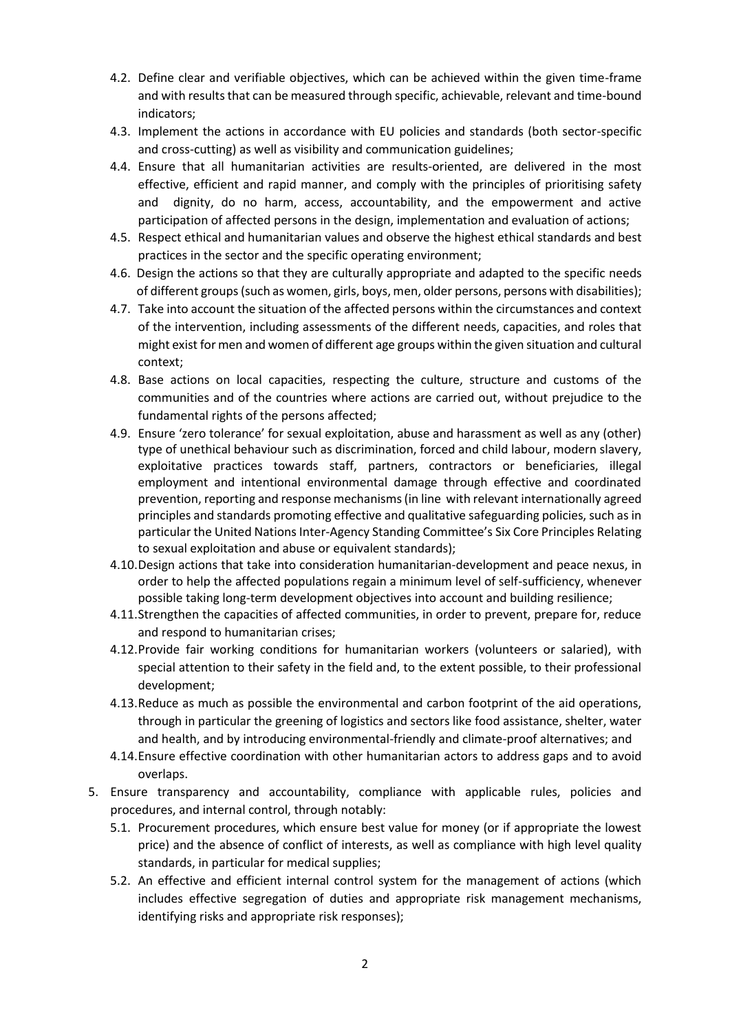4.2. Define clear and verifiable objectives, which can be achieved within the given time-frame and with results that can be measured through specific, achievable, relevant and time-bound indicators;

4.3. Implement the actions in accordance with EU policies and standards (both sector-specific and cross-cutting) as well as visibility and communication guidelines;

4.4. Ensure that all humanitarian activities are results-oriented, are delivered in the most effective, efficient and rapid manner, and comply with the principles of prioritising safety and dignity, do no harm, access, accountability, and the empowerment and active participation of affected persons in the design, implementation and evaluation of actions;

4.5. Respect ethical and humanitarian values and observe the highest ethical standards and best practices in the sector and the specific operating environment;

4.6. Design the actions so that they are culturally appropriate and adapted to the specific needs of different groups (such as women, girls, boys, men, older persons, persons with disabilities);

4.7. Take into account the situation of the affected persons within the circumstances and context of the intervention, including assessments of the different needs, capacities, and roles that might exist for men and women of different age groups within the given situation and cultural context;

4.8. Base actions on local capacities, respecting the culture, structure and customs of the communities and of the countries where actions are carried out, without prejudice to the fundamental rights of the persons affected;

4.9. Ensure 'zero tolerance' for sexual exploitation, abuse and harassment as well as any (other) type of unethical behaviour such as discrimination, forced and child labour, modern slavery, exploitative practices towards staff, partners, contractors or beneficiaries, illegal employment and intentional environmental damage through effective and coordinated prevention, reporting and response mechanisms (in line with relevant internationally agreed principles and standards promoting effective and qualitative safeguarding policies, such as in particular the United Nations Inter-Agency Standing Committee's Six Core Principles Relating to sexual exploitation and abuse or equivalent standards);

4.10. Design actions that take into consideration humanitarian-development and peace nexus, in order to help the affected populations regain a minimum level of self-sufficiency, whenever possible taking long-term development objectives into account and building resilience;

4.11. Strengthen the capacities of affected communities, in order to prevent, prepare for, reduce and respond to humanitarian crises;

4.12. Provide fair working conditions for humanitarian workers (volunteers or salaried), with special attention to their safety in the field and, to the extent possible, to their professional development;

4.13. Reduce as much as possible the environmental and carbon footprint of the aid operations, through in particular the greening of logistics and sectors like food assistance, shelter, water and health, and by introducing environmental-friendly and climate-proof alternatives; and

4.14. Ensure effective coordination with other humanitarian actors to address gaps and to avoid overlaps.

5. Ensure transparency and accountability, compliance with applicable rules, policies and procedures, and internal control, through notably:

   5.1. Procurement procedures, which ensure best value for money (or if appropriate the lowest price) and the absence of conflict of interests, as well as compliance with high level quality standards, in particular for medical supplies;

   5.2. An effective and efficient internal control system for the management of actions (which includes effective segregation of duties and appropriate risk management mechanisms, identifying risks and appropriate risk responses);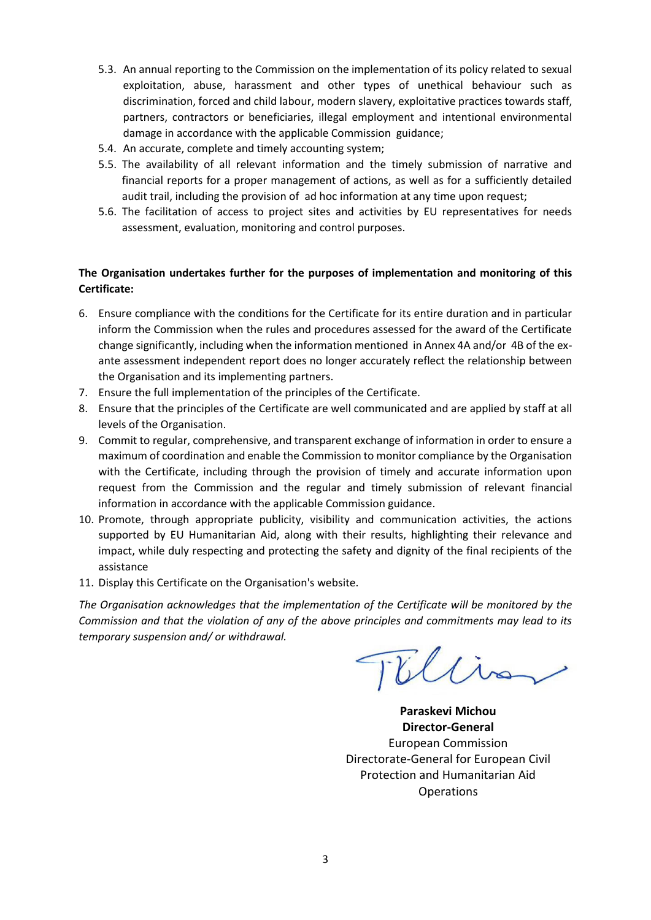5.3. An annual reporting to the Commission on the implementation of its policy related to sexual exploitation, abuse, harassment and other types of unethical behaviour such as discrimination, forced and child labour, modern slavery, exploitative practices towards staff, partners, contractors or beneficiaries, illegal employment and intentional environmental damage in accordance with the applicable Commission guidance;

5.4. An accurate, complete and timely accounting system;

5.5. The availability of all relevant information and the timely submission of narrative and financial reports for a proper management of actions, as well as for a sufficiently detailed audit trail, including the provision of ad hoc information at any time upon request;

5.6. The facilitation of access to project sites and activities by EU representatives for needs assessment, evaluation, monitoring and control purposes.

**The Organisation undertakes further for the purposes of implementation and monitoring of this Certificate:**

6. Ensure compliance with the conditions for the Certificate for its entire duration and in particular inform the Commission when the rules and procedures assessed for the award of the Certificate change significantly, including when the information mentioned in Annex 4A and/or 4B of the ex-ante assessment independent report does no longer accurately reflect the relationship between the Organisation and its implementing partners.
7. Ensure the full implementation of the principles of the Certificate.
8. Ensure that the principles of the Certificate are well communicated and are applied by staff at all levels of the Organisation.
9. Commit to regular, comprehensive, and transparent exchange of information in order to ensure a maximum of coordination and enable the Commission to monitor compliance by the Organisation with the Certificate, including through the provision of timely and accurate information upon request from the Commission and the regular and timely submission of relevant financial information in accordance with the applicable Commission guidance.
10. Promote, through appropriate publicity, visibility and communication activities, the actions supported by EU Humanitarian Aid, along with their results, highlighting their relevance and impact, while duly respecting and protecting the safety and dignity of the final recipients of the assistance
11. Display this Certificate on the Organisation's website.

*The Organisation acknowledges that the implementation of the Certificate will be monitored by the Commission and that the violation of any of the above principles and commitments may lead to its temporary suspension and/ or withdrawal.*

**Paraskevi Michou**
**Director-General**
European Commission
Directorate-General for European Civil Protection and Humanitarian Aid Operations